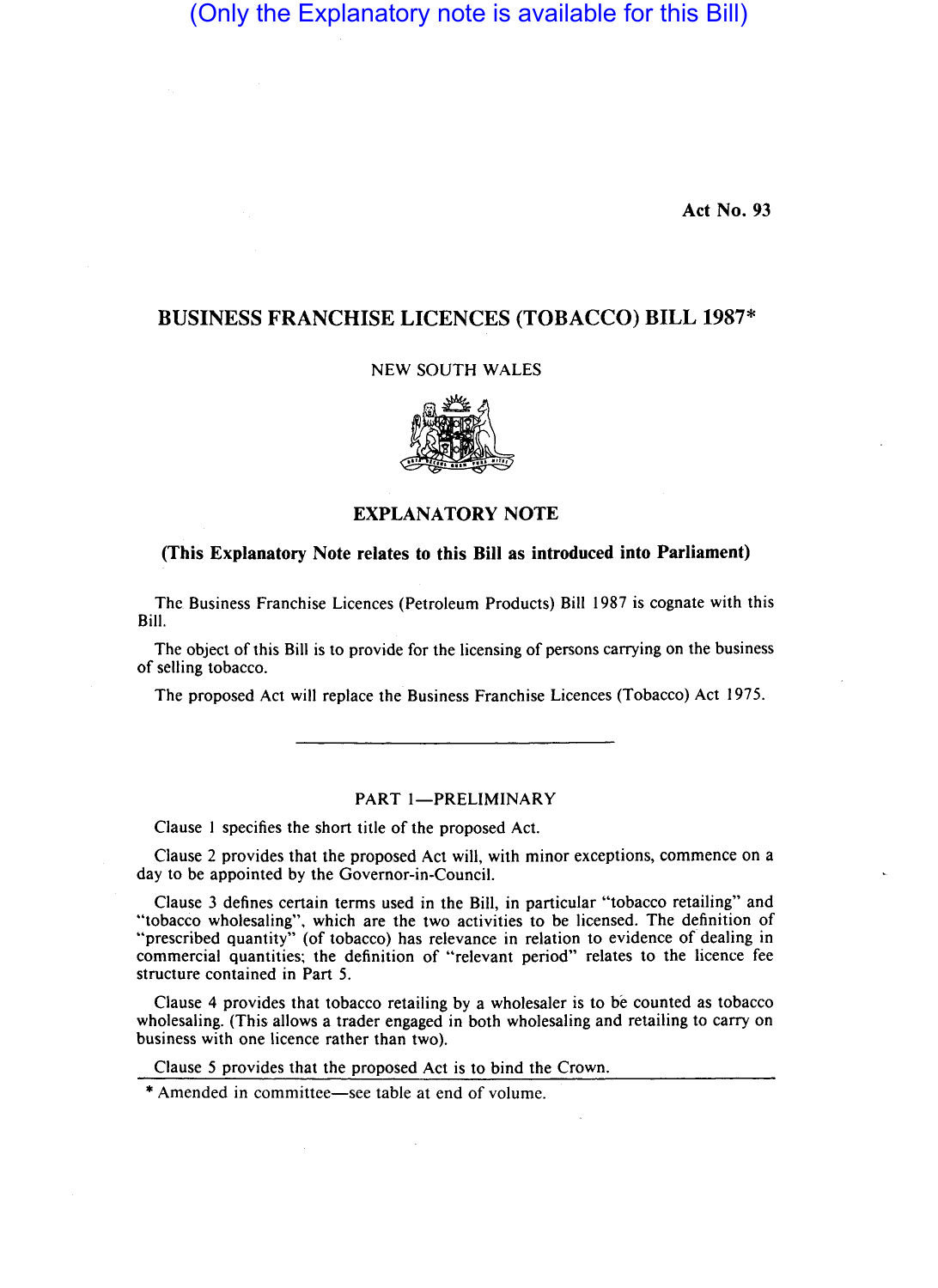(Only the Explanatory note is available for this Bill)

Act No. 93

# BUSINESS FRANCHISE LICENCES (TOBACCO) BILL 1987*

NEW SOUTH WALES

## EXPLANATORY NOTE

**(This Explanatory Note relates to this Bill as introduced into Parliament)**

The Business Franchise Licences (Petroleum Products) Bill 1987 is cognate with this Bill.

The object of this Bill is to provide for the licensing of persons carrying on the business of selling tobacco.

The proposed Act will replace the Business Franchise Licences (Tobacco) Act 1975.

---

### PART 1—PRELIMINARY

Clause 1 specifies the short title of the proposed Act.

Clause 2 provides that the proposed Act will, with minor exceptions, commence on a day to be appointed by the Governor-in-Council.

Clause 3 defines certain terms used in the Bill, in particular "tobacco retailing" and "tobacco wholesaling", which are the two activities to be licensed. The definition of "prescribed quantity" (of tobacco) has relevance in relation to evidence of dealing in commercial quantities; the definition of "relevant period" relates to the licence fee structure contained in Part 5.

Clause 4 provides that tobacco retailing by a wholesaler is to be counted as tobacco wholesaling. (This allows a trader engaged in both wholesaling and retailing to carry on business with one licence rather than two).

Clause 5 provides that the proposed Act is to bind the Crown.

* Amended in committee—see table at end of volume.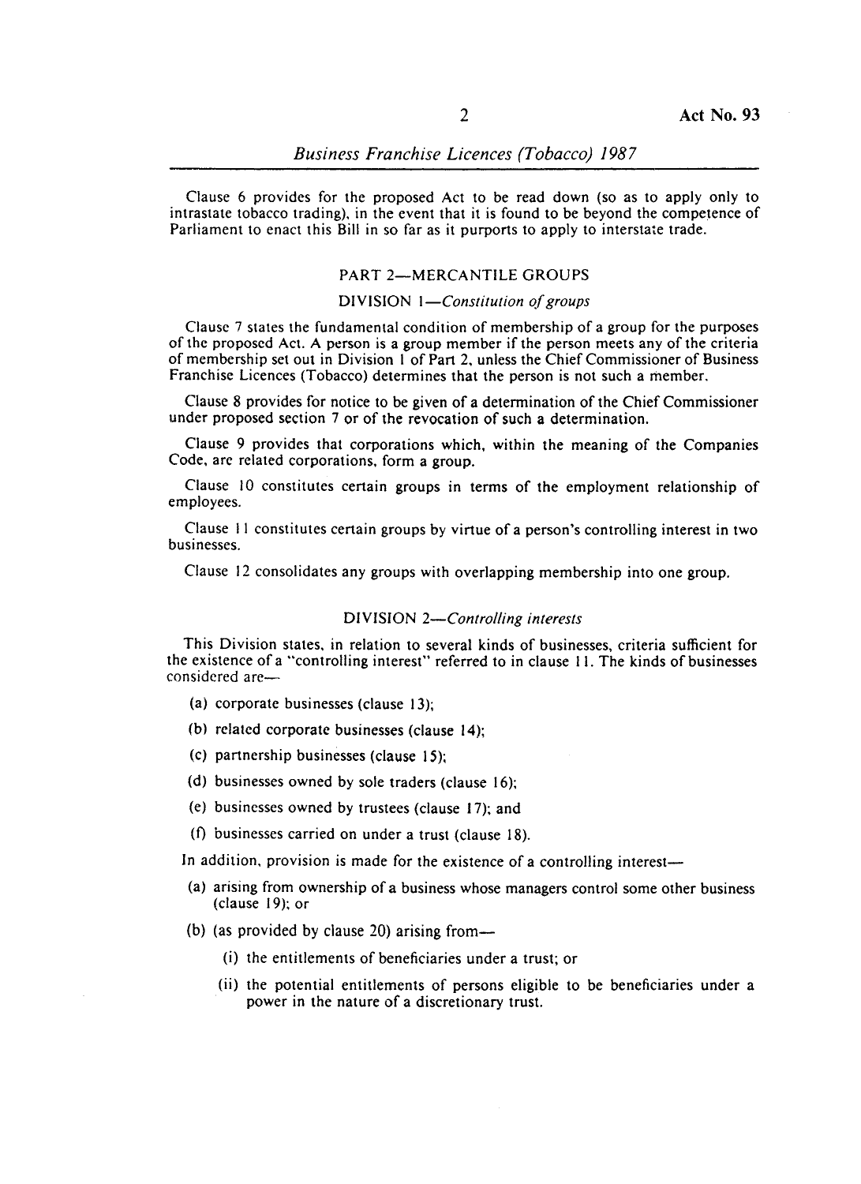Clause 6 provides for the proposed Act to be read down (so as to apply only to intrastate tobacco trading), in the event that it is found to be beyond the competence of Parliament to enact this Bill in so far as it purports to apply to interstate trade.

## PART 2—MERCANTILE GROUPS

### DIVISION 1—*Constitution of groups*

Clause 7 states the fundamental condition of membership of a group for the purposes of the proposed Act. A person is a group member if the person meets any of the criteria of membership set out in Division 1 of Part 2, unless the Chief Commissioner of Business Franchise Licences (Tobacco) determines that the person is not such a member.

Clause 8 provides for notice to be given of a determination of the Chief Commissioner under proposed section 7 or of the revocation of such a determination.

Clause 9 provides that corporations which, within the meaning of the Companies Code, are related corporations, form a group.

Clause 10 constitutes certain groups in terms of the employment relationship of employees.

Clause 11 constitutes certain groups by virtue of a person's controlling interest in two businesses.

Clause 12 consolidates any groups with overlapping membership into one group.

### DIVISION 2—*Controlling interests*

This Division states, in relation to several kinds of businesses, criteria sufficient for the existence of a "controlling interest" referred to in clause 11. The kinds of businesses considered are—

- (a) corporate businesses (clause 13);
- (b) related corporate businesses (clause 14);
- (c) partnership businesses (clause 15);
- (d) businesses owned by sole traders (clause 16);
- (e) businesses owned by trustees (clause 17); and
- (f) businesses carried on under a trust (clause 18).

In addition, provision is made for the existence of a controlling interest—

- (a) arising from ownership of a business whose managers control some other business (clause 19); or
- (b) (as provided by clause 20) arising from—
  - (i) the entitlements of beneficiaries under a trust; or
  - (ii) the potential entitlements of persons eligible to be beneficiaries under a power in the nature of a discretionary trust.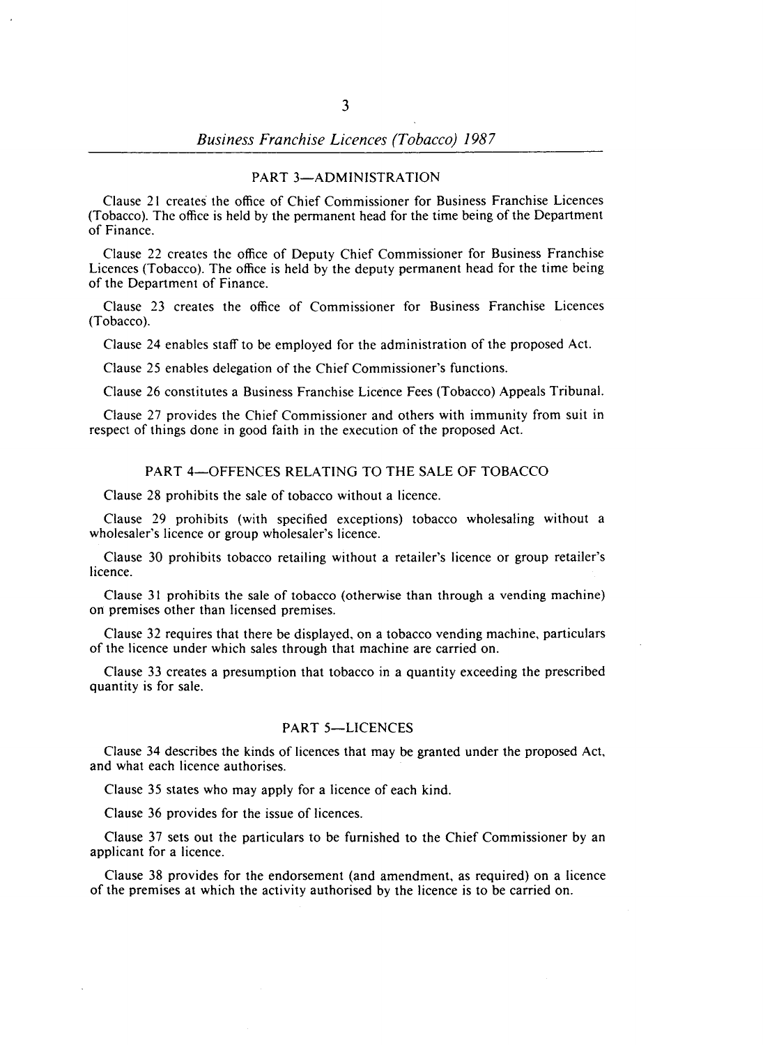## PART 3—ADMINISTRATION

Clause 21 creates the office of Chief Commissioner for Business Franchise Licences (Tobacco). The office is held by the permanent head for the time being of the Department of Finance.

Clause 22 creates the office of Deputy Chief Commissioner for Business Franchise Licences (Tobacco). The office is held by the deputy permanent head for the time being of the Department of Finance.

Clause 23 creates the office of Commissioner for Business Franchise Licences (Tobacco).

Clause 24 enables staff to be employed for the administration of the proposed Act.

Clause 25 enables delegation of the Chief Commissioner's functions.

Clause 26 constitutes a Business Franchise Licence Fees (Tobacco) Appeals Tribunal.

Clause 27 provides the Chief Commissioner and others with immunity from suit in respect of things done in good faith in the execution of the proposed Act.

## PART 4—OFFENCES RELATING TO THE SALE OF TOBACCO

Clause 28 prohibits the sale of tobacco without a licence.

Clause 29 prohibits (with specified exceptions) tobacco wholesaling without a wholesaler's licence or group wholesaler's licence.

Clause 30 prohibits tobacco retailing without a retailer's licence or group retailer's licence.

Clause 31 prohibits the sale of tobacco (otherwise than through a vending machine) on premises other than licensed premises.

Clause 32 requires that there be displayed, on a tobacco vending machine, particulars of the licence under which sales through that machine are carried on.

Clause 33 creates a presumption that tobacco in a quantity exceeding the prescribed quantity is for sale.

## PART 5—LICENCES

Clause 34 describes the kinds of licences that may be granted under the proposed Act, and what each licence authorises.

Clause 35 states who may apply for a licence of each kind.

Clause 36 provides for the issue of licences.

Clause 37 sets out the particulars to be furnished to the Chief Commissioner by an applicant for a licence.

Clause 38 provides for the endorsement (and amendment, as required) on a licence of the premises at which the activity authorised by the licence is to be carried on.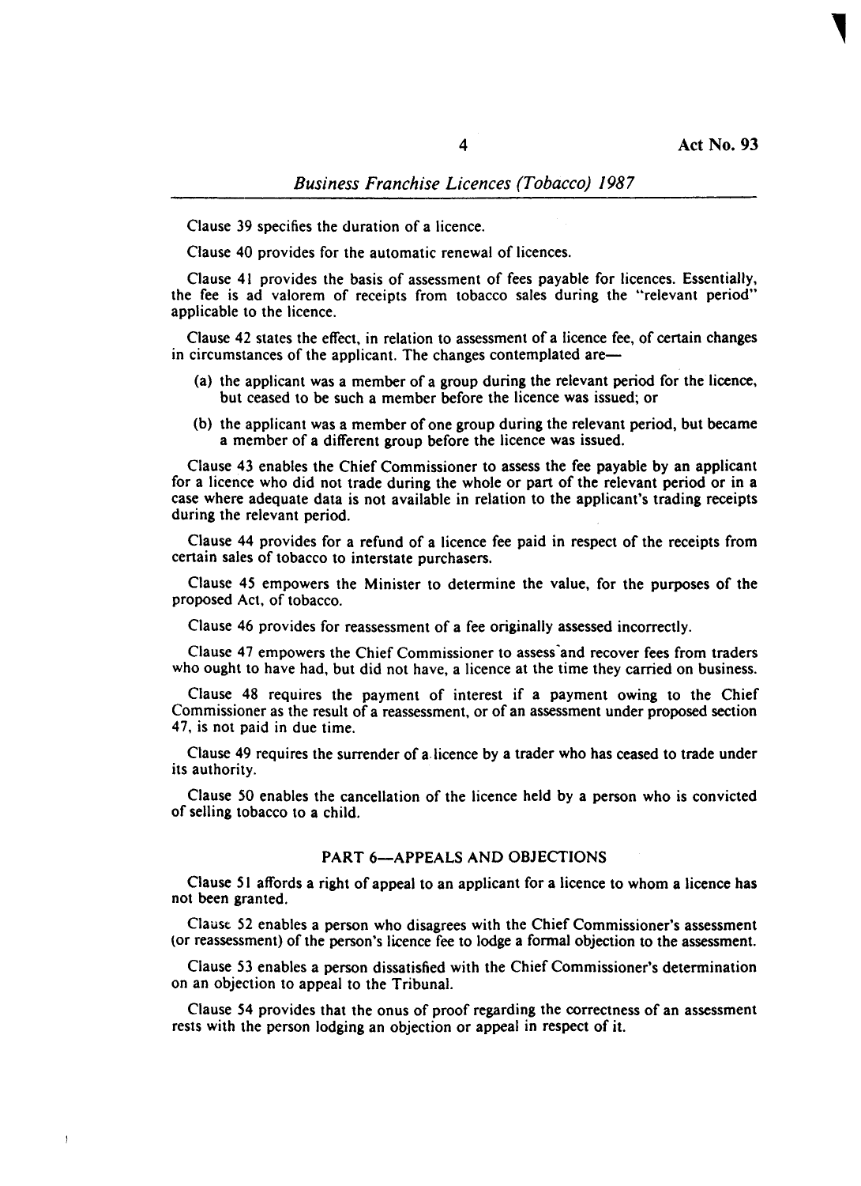Clause 39 specifies the duration of a licence.

Clause 40 provides for the automatic renewal of licences.

Clause 41 provides the basis of assessment of fees payable for licences. Essentially, the fee is ad valorem of receipts from tobacco sales during the "relevant period" applicable to the licence.

Clause 42 states the effect, in relation to assessment of a licence fee, of certain changes in circumstances of the applicant. The changes contemplated are—

(a) the applicant was a member of a group during the relevant period for the licence, but ceased to be such a member before the licence was issued; or

(b) the applicant was a member of one group during the relevant period, but became a member of a different group before the licence was issued.

Clause 43 enables the Chief Commissioner to assess the fee payable by an applicant for a licence who did not trade during the whole or part of the relevant period or in a case where adequate data is not available in relation to the applicant's trading receipts during the relevant period.

Clause 44 provides for a refund of a licence fee paid in respect of the receipts from certain sales of tobacco to interstate purchasers.

Clause 45 empowers the Minister to determine the value, for the purposes of the proposed Act, of tobacco.

Clause 46 provides for reassessment of a fee originally assessed incorrectly.

Clause 47 empowers the Chief Commissioner to assess and recover fees from traders who ought to have had, but did not have, a licence at the time they carried on business.

Clause 48 requires the payment of interest if a payment owing to the Chief Commissioner as the result of a reassessment, or of an assessment under proposed section 47, is not paid in due time.

Clause 49 requires the surrender of a licence by a trader who has ceased to trade under its authority.

Clause 50 enables the cancellation of the licence held by a person who is convicted of selling tobacco to a child.

## PART 6—APPEALS AND OBJECTIONS

Clause 51 affords a right of appeal to an applicant for a licence to whom a licence has not been granted.

Clause 52 enables a person who disagrees with the Chief Commissioner's assessment (or reassessment) of the person's licence fee to lodge a formal objection to the assessment.

Clause 53 enables a person dissatisfied with the Chief Commissioner's determination on an objection to appeal to the Tribunal.

Clause 54 provides that the onus of proof regarding the correctness of an assessment rests with the person lodging an objection or appeal in respect of it.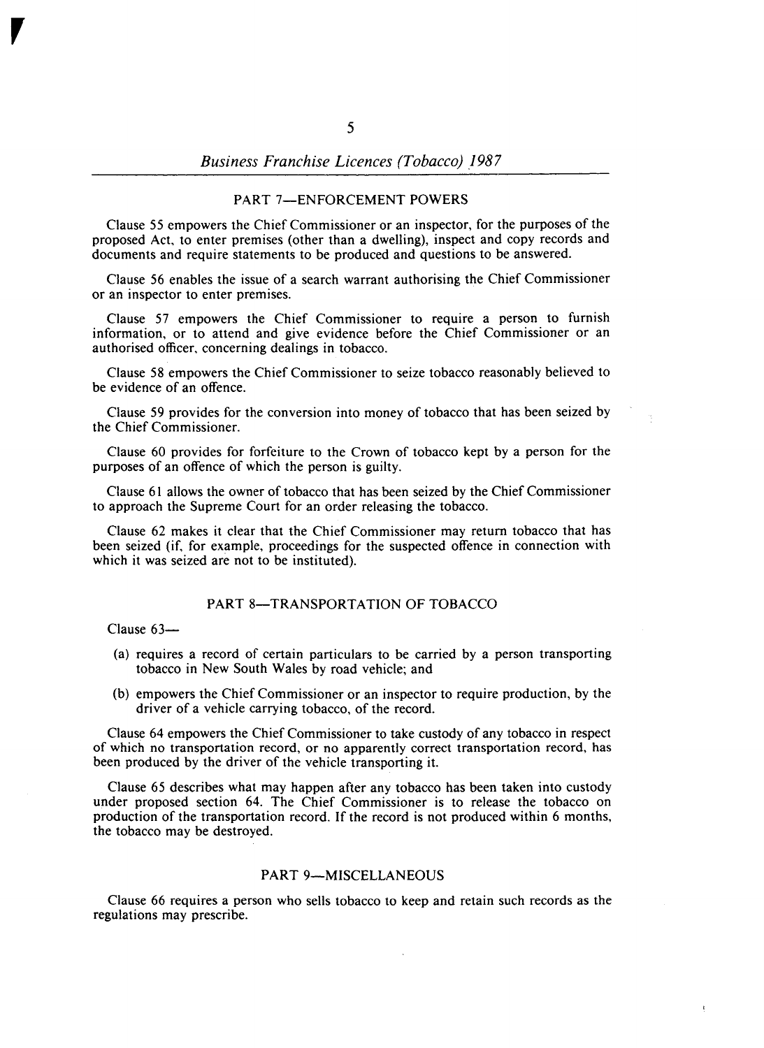## PART 7—ENFORCEMENT POWERS

Clause 55 empowers the Chief Commissioner or an inspector, for the purposes of the proposed Act, to enter premises (other than a dwelling), inspect and copy records and documents and require statements to be produced and questions to be answered.

Clause 56 enables the issue of a search warrant authorising the Chief Commissioner or an inspector to enter premises.

Clause 57 empowers the Chief Commissioner to require a person to furnish information, or to attend and give evidence before the Chief Commissioner or an authorised officer, concerning dealings in tobacco.

Clause 58 empowers the Chief Commissioner to seize tobacco reasonably believed to be evidence of an offence.

Clause 59 provides for the conversion into money of tobacco that has been seized by the Chief Commissioner.

Clause 60 provides for forfeiture to the Crown of tobacco kept by a person for the purposes of an offence of which the person is guilty.

Clause 61 allows the owner of tobacco that has been seized by the Chief Commissioner to approach the Supreme Court for an order releasing the tobacco.

Clause 62 makes it clear that the Chief Commissioner may return tobacco that has been seized (if, for example, proceedings for the suspected offence in connection with which it was seized are not to be instituted).

## PART 8—TRANSPORTATION OF TOBACCO

Clause 63—

(a) requires a record of certain particulars to be carried by a person transporting tobacco in New South Wales by road vehicle; and

(b) empowers the Chief Commissioner or an inspector to require production, by the driver of a vehicle carrying tobacco, of the record.

Clause 64 empowers the Chief Commissioner to take custody of any tobacco in respect of which no transportation record, or no apparently correct transportation record, has been produced by the driver of the vehicle transporting it.

Clause 65 describes what may happen after any tobacco has been taken into custody under proposed section 64. The Chief Commissioner is to release the tobacco on production of the transportation record. If the record is not produced within 6 months, the tobacco may be destroyed.

## PART 9—MISCELLANEOUS

Clause 66 requires a person who sells tobacco to keep and retain such records as the regulations may prescribe.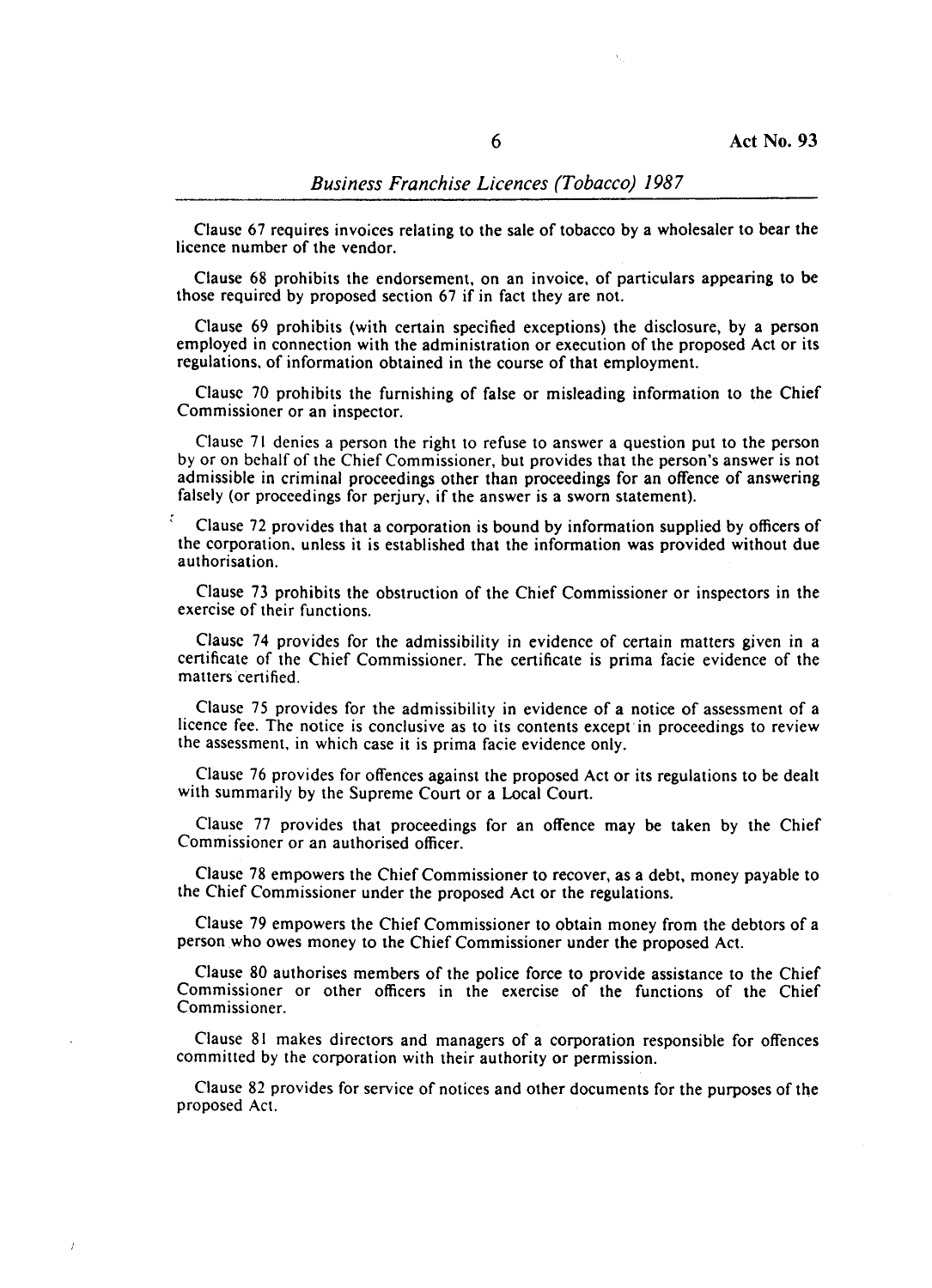Clause 67 requires invoices relating to the sale of tobacco by a wholesaler to bear the licence number of the vendor.

Clause 68 prohibits the endorsement, on an invoice, of particulars appearing to be those required by proposed section 67 if in fact they are not.

Clause 69 prohibits (with certain specified exceptions) the disclosure, by a person employed in connection with the administration or execution of the proposed Act or its regulations, of information obtained in the course of that employment.

Clause 70 prohibits the furnishing of false or misleading information to the Chief Commissioner or an inspector.

Clause 71 denies a person the right to refuse to answer a question put to the person by or on behalf of the Chief Commissioner, but provides that the person's answer is not admissible in criminal proceedings other than proceedings for an offence of answering falsely (or proceedings for perjury, if the answer is a sworn statement).

Clause 72 provides that a corporation is bound by information supplied by officers of the corporation, unless it is established that the information was provided without due authorisation.

Clause 73 prohibits the obstruction of the Chief Commissioner or inspectors in the exercise of their functions.

Clause 74 provides for the admissibility in evidence of certain matters given in a certificate of the Chief Commissioner. The certificate is prima facie evidence of the matters certified.

Clause 75 provides for the admissibility in evidence of a notice of assessment of a licence fee. The notice is conclusive as to its contents except in proceedings to review the assessment, in which case it is prima facie evidence only.

Clause 76 provides for offences against the proposed Act or its regulations to be dealt with summarily by the Supreme Court or a Local Court.

Clause 77 provides that proceedings for an offence may be taken by the Chief Commissioner or an authorised officer.

Clause 78 empowers the Chief Commissioner to recover, as a debt, money payable to the Chief Commissioner under the proposed Act or the regulations.

Clause 79 empowers the Chief Commissioner to obtain money from the debtors of a person who owes money to the Chief Commissioner under the proposed Act.

Clause 80 authorises members of the police force to provide assistance to the Chief Commissioner or other officers in the exercise of the functions of the Chief Commissioner.

Clause 81 makes directors and managers of a corporation responsible for offences committed by the corporation with their authority or permission.

Clause 82 provides for service of notices and other documents for the purposes of the proposed Act.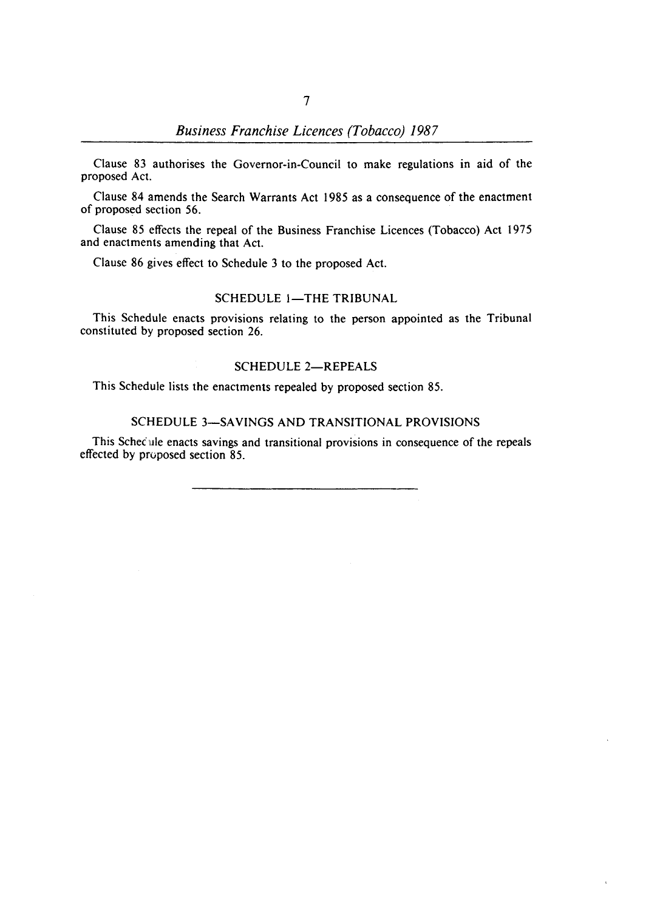Clause 83 authorises the Governor-in-Council to make regulations in aid of the proposed Act.

Clause 84 amends the Search Warrants Act 1985 as a consequence of the enactment of proposed section 56.

Clause 85 effects the repeal of the Business Franchise Licences (Tobacco) Act 1975 and enactments amending that Act.

Clause 86 gives effect to Schedule 3 to the proposed Act.

## SCHEDULE 1—THE TRIBUNAL

This Schedule enacts provisions relating to the person appointed as the Tribunal constituted by proposed section 26.

## SCHEDULE 2—REPEALS

This Schedule lists the enactments repealed by proposed section 85.

## SCHEDULE 3—SAVINGS AND TRANSITIONAL PROVISIONS

This Schedule enacts savings and transitional provisions in consequence of the repeals effected by proposed section 85.